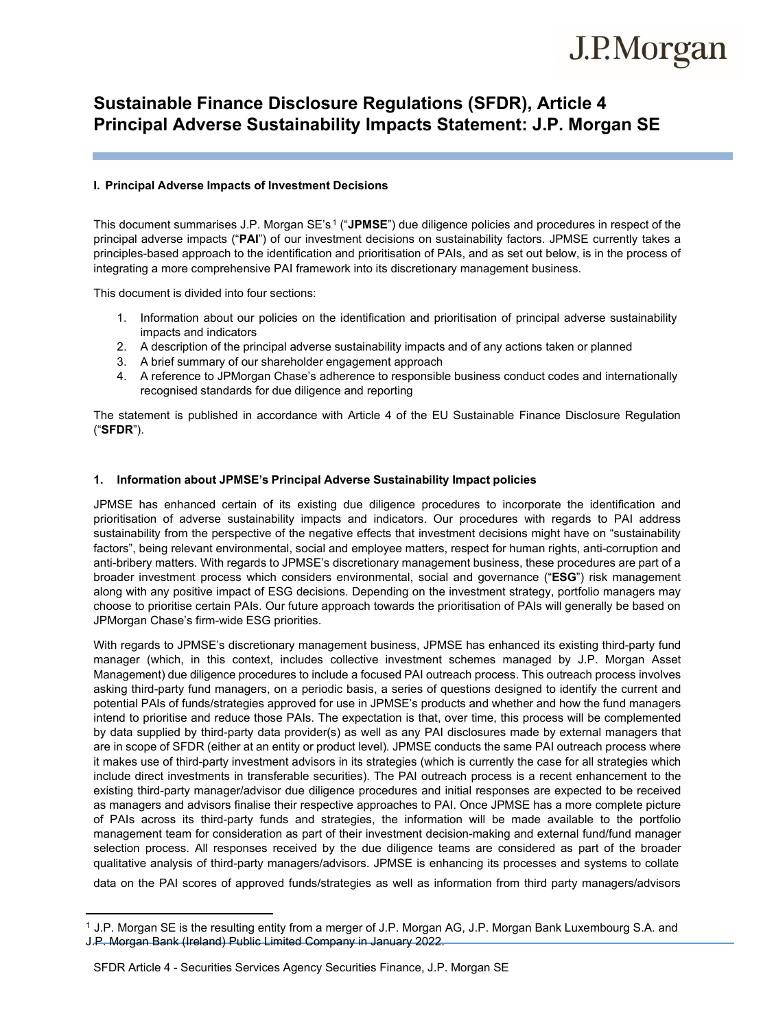# Sustainable Finance Disclosure Regulations (SFDR), Article 4 Principal Adverse Sustainability Impacts Statement: J.P. Morgan SE

### I. Principal Adverse Impacts of Investment Decisions

This document summarises J.P. Morgan SE's[1] ("**JPMSE**") due diligence policies and procedures in respect of the principal adverse impacts ("**PAI**") of our investment decisions on sustainability factors. JPMSE currently takes a principles-based approach to the identification and prioritisation of PAIs, and as set out below, is in the process of integrating a more comprehensive PAI framework into its discretionary management business.

This document is divided into four sections:

1. Information about our policies on the identification and prioritisation of principal adverse sustainability impacts and indicators
2. A description of the principal adverse sustainability impacts and of any actions taken or planned
3. A brief summary of our shareholder engagement approach
4. A reference to JPMorgan Chase's adherence to responsible business conduct codes and internationally recognised standards for due diligence and reporting

The statement is published in accordance with Article 4 of the EU Sustainable Finance Disclosure Regulation ("**SFDR**").

### 1. Information about JPMSE's Principal Adverse Sustainability Impact policies

JPMSE has enhanced certain of its existing due diligence procedures to incorporate the identification and prioritisation of adverse sustainability impacts and indicators. Our procedures with regards to PAI address sustainability from the perspective of the negative effects that investment decisions might have on "sustainability factors", being relevant environmental, social and employee matters, respect for human rights, anti-corruption and anti-bribery matters. With regards to JPMSE's discretionary management business, these procedures are part of a broader investment process which considers environmental, social and governance ("**ESG**") risk management along with any positive impact of ESG decisions. Depending on the investment strategy, portfolio managers may choose to prioritise certain PAIs. Our future approach towards the prioritisation of PAIs will generally be based on JPMorgan Chase's firm-wide ESG priorities.

With regards to JPMSE's discretionary management business, JPMSE has enhanced its existing third-party fund manager (which, in this context, includes collective investment schemes managed by J.P. Morgan Asset Management) due diligence procedures to include a focused PAI outreach process. This outreach process involves asking third-party fund managers, on a periodic basis, a series of questions designed to identify the current and potential PAIs of funds/strategies approved for use in JPMSE's products and whether and how the fund managers intend to prioritise and reduce those PAIs. The expectation is that, over time, this process will be complemented by data supplied by third-party data provider(s) as well as any PAI disclosures made by external managers that are in scope of SFDR (either at an entity or product level). JPMSE conducts the same PAI outreach process where it makes use of third-party investment advisors in its strategies (which is currently the case for all strategies which include direct investments in transferable securities). The PAI outreach process is a recent enhancement to the existing third-party manager/advisor due diligence procedures and initial responses are expected to be received as managers and advisors finalise their respective approaches to PAI. Once JPMSE has a more complete picture of PAIs across its third-party funds and strategies, the information will be made available to the portfolio management team for consideration as part of their investment decision-making and external fund/fund manager selection process. All responses received by the due diligence teams are considered as part of the broader qualitative analysis of third-party managers/advisors. JPMSE is enhancing its processes and systems to collate data on the PAI scores of approved funds/strategies as well as information from third party managers/advisors

[1] J.P. Morgan SE is the resulting entity from a merger of J.P. Morgan AG, J.P. Morgan Bank Luxembourg S.A. and J.P. Morgan Bank (Ireland) Public Limited Company in January 2022.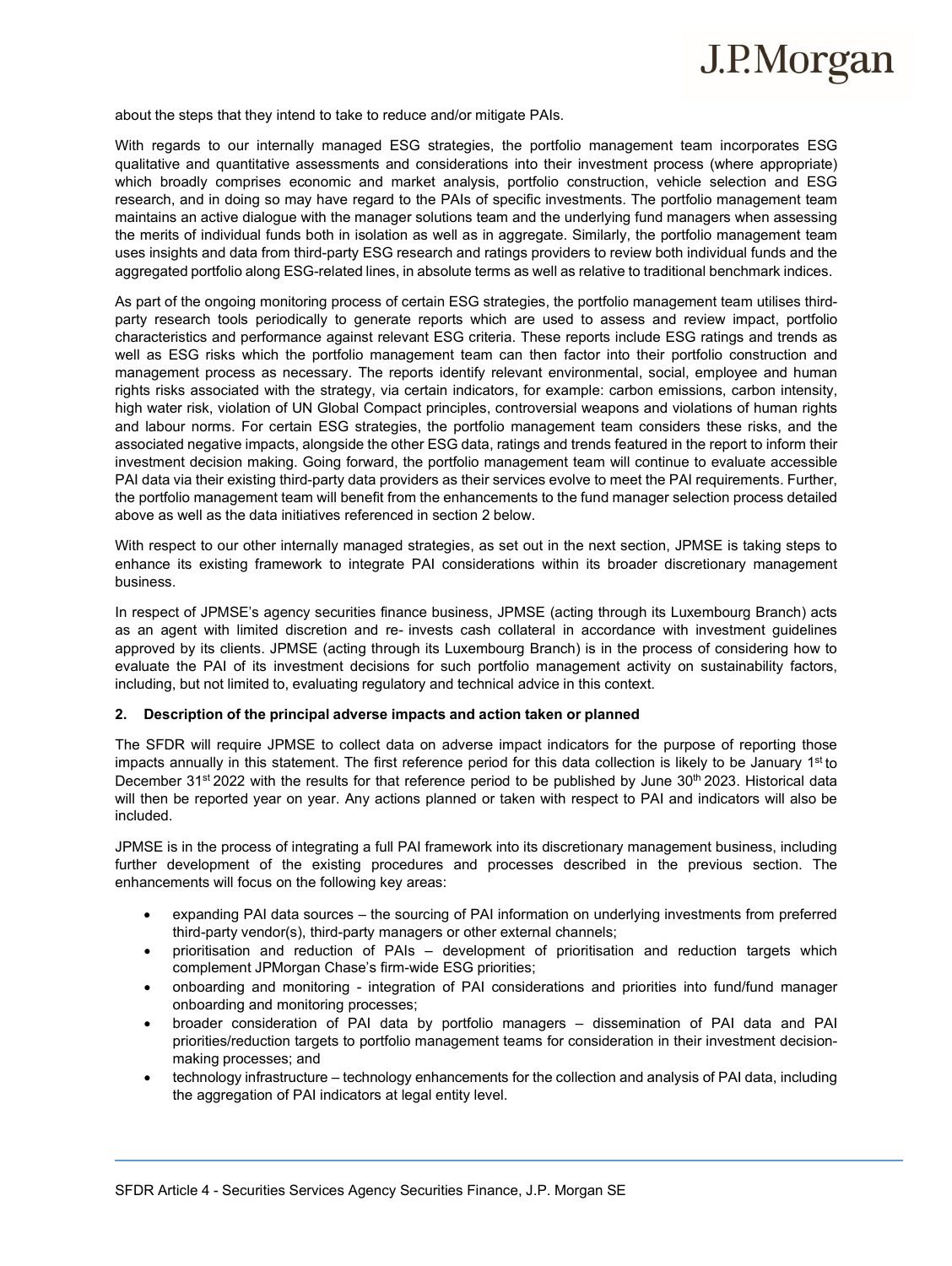about the steps that they intend to take to reduce and/or mitigate PAIs.

With regards to our internally managed ESG strategies, the portfolio management team incorporates ESG qualitative and quantitative assessments and considerations into their investment process (where appropriate) which broadly comprises economic and market analysis, portfolio construction, vehicle selection and ESG research, and in doing so may have regard to the PAIs of specific investments. The portfolio management team maintains an active dialogue with the manager solutions team and the underlying fund managers when assessing the merits of individual funds both in isolation as well as in aggregate. Similarly, the portfolio management team uses insights and data from third-party ESG research and ratings providers to review both individual funds and the aggregated portfolio along ESG-related lines, in absolute terms as well as relative to traditional benchmark indices.

As part of the ongoing monitoring process of certain ESG strategies, the portfolio management team utilises third-party research tools periodically to generate reports which are used to assess and review impact, portfolio characteristics and performance against relevant ESG criteria. These reports include ESG ratings and trends as well as ESG risks which the portfolio management team can then factor into their portfolio construction and management process as necessary. The reports identify relevant environmental, social, employee and human rights risks associated with the strategy, via certain indicators, for example: carbon emissions, carbon intensity, high water risk, violation of UN Global Compact principles, controversial weapons and violations of human rights and labour norms. For certain ESG strategies, the portfolio management team considers these risks, and the associated negative impacts, alongside the other ESG data, ratings and trends featured in the report to inform their investment decision making. Going forward, the portfolio management team will continue to evaluate accessible PAI data via their existing third-party data providers as their services evolve to meet the PAI requirements. Further, the portfolio management team will benefit from the enhancements to the fund manager selection process detailed above as well as the data initiatives referenced in section 2 below.

With respect to our other internally managed strategies, as set out in the next section, JPMSE is taking steps to enhance its existing framework to integrate PAI considerations within its broader discretionary management business.

In respect of JPMSE's agency securities finance business, JPMSE (acting through its Luxembourg Branch) acts as an agent with limited discretion and re- invests cash collateral in accordance with investment guidelines approved by its clients. JPMSE (acting through its Luxembourg Branch) is in the process of considering how to evaluate the PAI of its investment decisions for such portfolio management activity on sustainability factors, including, but not limited to, evaluating regulatory and technical advice in this context.

## 2. Description of the principal adverse impacts and action taken or planned

The SFDR will require JPMSE to collect data on adverse impact indicators for the purpose of reporting those impacts annually in this statement. The first reference period for this data collection is likely to be January 1st to December 31st 2022 with the results for that reference period to be published by June 30th 2023. Historical data will then be reported year on year. Any actions planned or taken with respect to PAI and indicators will also be included.

JPMSE is in the process of integrating a full PAI framework into its discretionary management business, including further development of the existing procedures and processes described in the previous section. The enhancements will focus on the following key areas:

- expanding PAI data sources – the sourcing of PAI information on underlying investments from preferred third-party vendor(s), third-party managers or other external channels;
- prioritisation and reduction of PAIs – development of prioritisation and reduction targets which complement JPMorgan Chase's firm-wide ESG priorities;
- onboarding and monitoring - integration of PAI considerations and priorities into fund/fund manager onboarding and monitoring processes;
- broader consideration of PAI data by portfolio managers – dissemination of PAI data and PAI priorities/reduction targets to portfolio management teams for consideration in their investment decision-making processes; and
- technology infrastructure – technology enhancements for the collection and analysis of PAI data, including the aggregation of PAI indicators at legal entity level.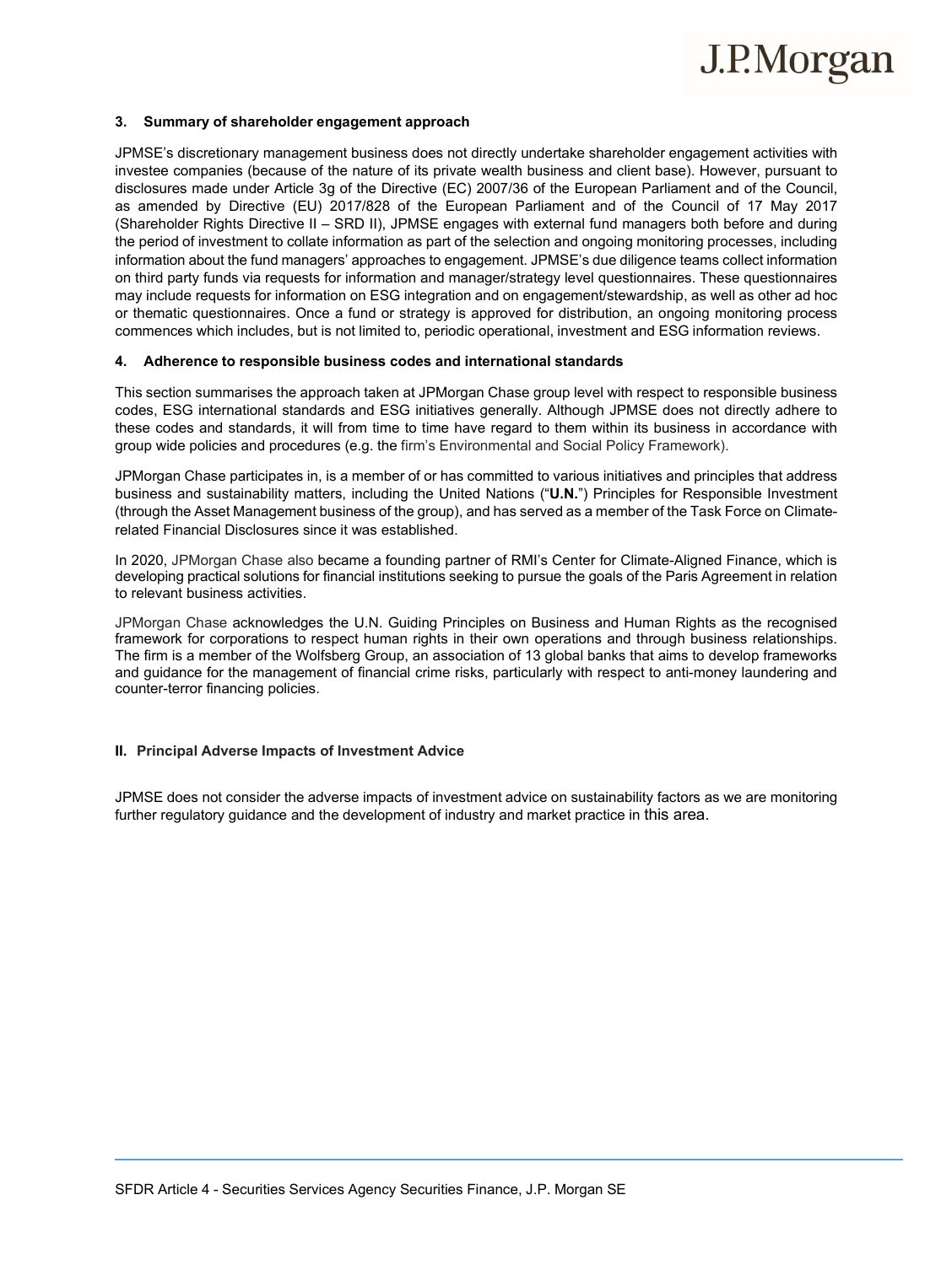### 3. Summary of shareholder engagement approach

JPMSE's discretionary management business does not directly undertake shareholder engagement activities with investee companies (because of the nature of its private wealth business and client base). However, pursuant to disclosures made under Article 3g of the Directive (EC) 2007/36 of the European Parliament and of the Council, as amended by Directive (EU) 2017/828 of the European Parliament and of the Council of 17 May 2017 (Shareholder Rights Directive II – SRD II), JPMSE engages with external fund managers both before and during the period of investment to collate information as part of the selection and ongoing monitoring processes, including information about the fund managers' approaches to engagement. JPMSE's due diligence teams collect information on third party funds via requests for information and manager/strategy level questionnaires. These questionnaires may include requests for information on ESG integration and on engagement/stewardship, as well as other ad hoc or thematic questionnaires. Once a fund or strategy is approved for distribution, an ongoing monitoring process commences which includes, but is not limited to, periodic operational, investment and ESG information reviews.

### 4. Adherence to responsible business codes and international standards

This section summarises the approach taken at JPMorgan Chase group level with respect to responsible business codes, ESG international standards and ESG initiatives generally. Although JPMSE does not directly adhere to these codes and standards, it will from time to time have regard to them within its business in accordance with group wide policies and procedures (e.g. the firm's Environmental and Social Policy Framework).

JPMorgan Chase participates in, is a member of or has committed to various initiatives and principles that address business and sustainability matters, including the United Nations ("**U.N.**") Principles for Responsible Investment (through the Asset Management business of the group), and has served as a member of the Task Force on Climate-related Financial Disclosures since it was established.

In 2020, JPMorgan Chase also became a founding partner of RMI's Center for Climate-Aligned Finance, which is developing practical solutions for financial institutions seeking to pursue the goals of the Paris Agreement in relation to relevant business activities.

JPMorgan Chase acknowledges the U.N. Guiding Principles on Business and Human Rights as the recognised framework for corporations to respect human rights in their own operations and through business relationships. The firm is a member of the Wolfsberg Group, an association of 13 global banks that aims to develop frameworks and guidance for the management of financial crime risks, particularly with respect to anti-money laundering and counter-terror financing policies.

## II. Principal Adverse Impacts of Investment Advice

JPMSE does not consider the adverse impacts of investment advice on sustainability factors as we are monitoring further regulatory guidance and the development of industry and market practice in this area.